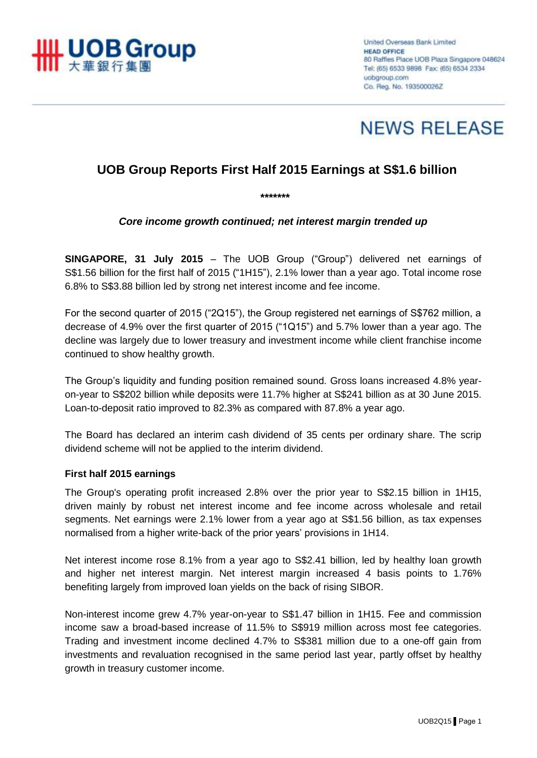United Overseas Bank Limited
**HEAD OFFICE**
80 Raffles Place UOB Plaza Singapore 048624
Tel: (65) 6533 9898 Fax: (65) 6534 2334
uobgroup.com
Co. Reg. No. 193500026Z

# NEWS RELEASE

## UOB Group Reports First Half 2015 Earnings at S$1.6 billion

**\*\*\*\*\*\*\***

***Core income growth continued; net interest margin trended up***

**SINGAPORE, 31 July 2015** – The UOB Group ("Group") delivered net earnings of S$1.56 billion for the first half of 2015 ("1H15"), 2.1% lower than a year ago. Total income rose 6.8% to S$3.88 billion led by strong net interest income and fee income.

For the second quarter of 2015 ("2Q15"), the Group registered net earnings of S$762 million, a decrease of 4.9% over the first quarter of 2015 ("1Q15") and 5.7% lower than a year ago. The decline was largely due to lower treasury and investment income while client franchise income continued to show healthy growth.

The Group's liquidity and funding position remained sound. Gross loans increased 4.8% year-on-year to S$202 billion while deposits were 11.7% higher at S$241 billion as at 30 June 2015. Loan-to-deposit ratio improved to 82.3% as compared with 87.8% a year ago.

The Board has declared an interim cash dividend of 35 cents per ordinary share. The scrip dividend scheme will not be applied to the interim dividend.

### First half 2015 earnings

The Group's operating profit increased 2.8% over the prior year to S$2.15 billion in 1H15, driven mainly by robust net interest income and fee income across wholesale and retail segments. Net earnings were 2.1% lower from a year ago at S$1.56 billion, as tax expenses normalised from a higher write-back of the prior years' provisions in 1H14.

Net interest income rose 8.1% from a year ago to S$2.41 billion, led by healthy loan growth and higher net interest margin. Net interest margin increased 4 basis points to 1.76% benefiting largely from improved loan yields on the back of rising SIBOR.

Non-interest income grew 4.7% year-on-year to S$1.47 billion in 1H15. Fee and commission income saw a broad-based increase of 11.5% to S$919 million across most fee categories. Trading and investment income declined 4.7% to S$381 million due to a one-off gain from investments and revaluation recognised in the same period last year, partly offset by healthy growth in treasury customer income.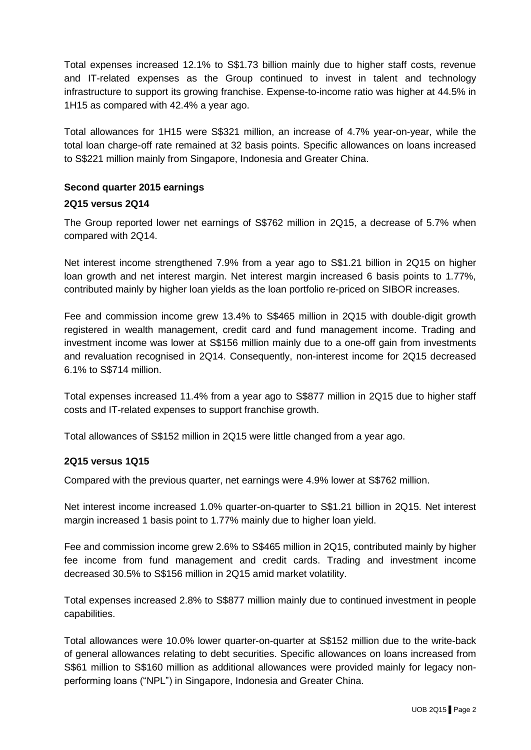Total expenses increased 12.1% to S$1.73 billion mainly due to higher staff costs, revenue and IT-related expenses as the Group continued to invest in talent and technology infrastructure to support its growing franchise. Expense-to-income ratio was higher at 44.5% in 1H15 as compared with 42.4% a year ago.

Total allowances for 1H15 were S$321 million, an increase of 4.7% year-on-year, while the total loan charge-off rate remained at 32 basis points. Specific allowances on loans increased to S$221 million mainly from Singapore, Indonesia and Greater China.

**Second quarter 2015 earnings**

**2Q15 versus 2Q14**

The Group reported lower net earnings of S$762 million in 2Q15, a decrease of 5.7% when compared with 2Q14.

Net interest income strengthened 7.9% from a year ago to S$1.21 billion in 2Q15 on higher loan growth and net interest margin. Net interest margin increased 6 basis points to 1.77%, contributed mainly by higher loan yields as the loan portfolio re-priced on SIBOR increases.

Fee and commission income grew 13.4% to S$465 million in 2Q15 with double-digit growth registered in wealth management, credit card and fund management income. Trading and investment income was lower at S$156 million mainly due to a one-off gain from investments and revaluation recognised in 2Q14. Consequently, non-interest income for 2Q15 decreased 6.1% to S$714 million.

Total expenses increased 11.4% from a year ago to S$877 million in 2Q15 due to higher staff costs and IT-related expenses to support franchise growth.

Total allowances of S$152 million in 2Q15 were little changed from a year ago.

**2Q15 versus 1Q15**

Compared with the previous quarter, net earnings were 4.9% lower at S$762 million.

Net interest income increased 1.0% quarter-on-quarter to S$1.21 billion in 2Q15. Net interest margin increased 1 basis point to 1.77% mainly due to higher loan yield.

Fee and commission income grew 2.6% to S$465 million in 2Q15, contributed mainly by higher fee income from fund management and credit cards. Trading and investment income decreased 30.5% to S$156 million in 2Q15 amid market volatility.

Total expenses increased 2.8% to S$877 million mainly due to continued investment in people capabilities.

Total allowances were 10.0% lower quarter-on-quarter at S$152 million due to the write-back of general allowances relating to debt securities. Specific allowances on loans increased from S$61 million to S$160 million as additional allowances were provided mainly for legacy non-performing loans ("NPL") in Singapore, Indonesia and Greater China.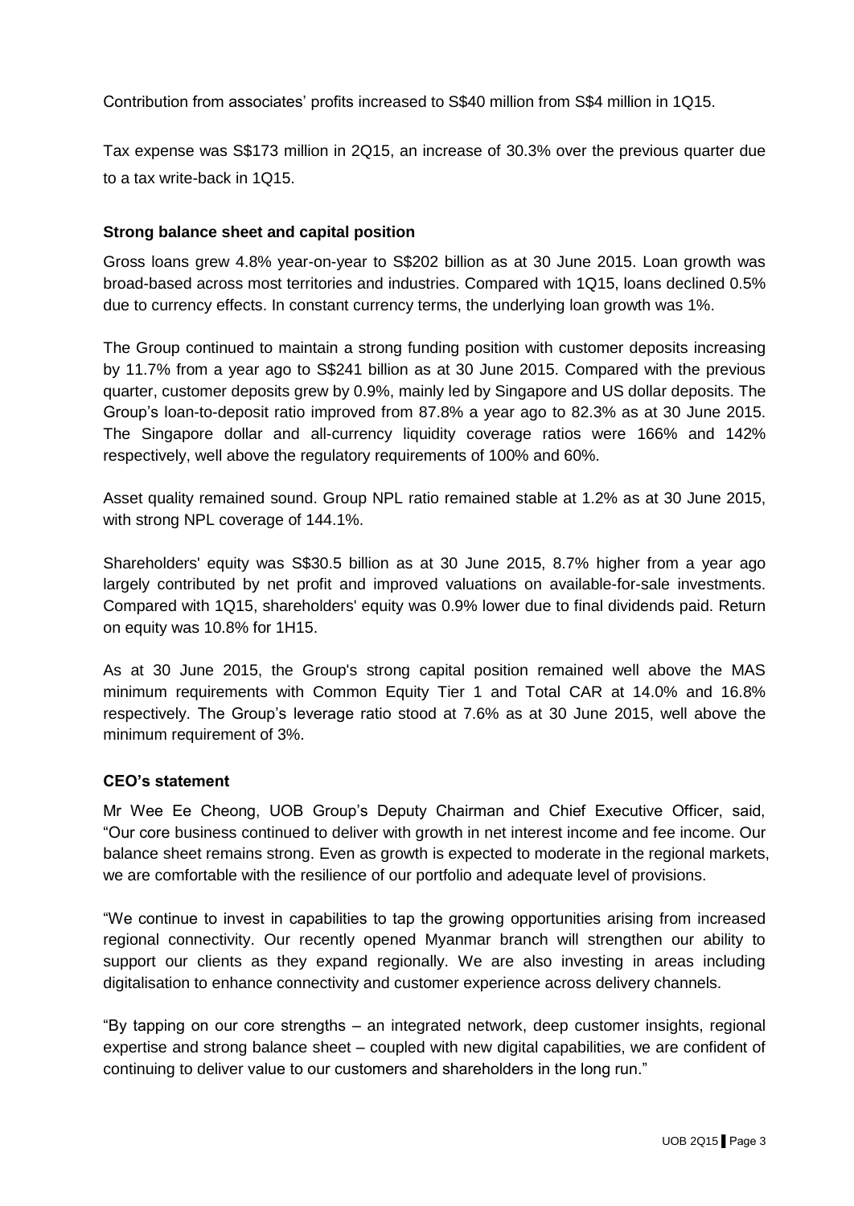Contribution from associates' profits increased to S$40 million from S$4 million in 1Q15.

Tax expense was S$173 million in 2Q15, an increase of 30.3% over the previous quarter due to a tax write-back in 1Q15.

**Strong balance sheet and capital position**

Gross loans grew 4.8% year-on-year to S$202 billion as at 30 June 2015. Loan growth was broad-based across most territories and industries. Compared with 1Q15, loans declined 0.5% due to currency effects. In constant currency terms, the underlying loan growth was 1%.

The Group continued to maintain a strong funding position with customer deposits increasing by 11.7% from a year ago to S$241 billion as at 30 June 2015. Compared with the previous quarter, customer deposits grew by 0.9%, mainly led by Singapore and US dollar deposits. The Group's loan-to-deposit ratio improved from 87.8% a year ago to 82.3% as at 30 June 2015. The Singapore dollar and all-currency liquidity coverage ratios were 166% and 142% respectively, well above the regulatory requirements of 100% and 60%.

Asset quality remained sound. Group NPL ratio remained stable at 1.2% as at 30 June 2015, with strong NPL coverage of 144.1%.

Shareholders' equity was S$30.5 billion as at 30 June 2015, 8.7% higher from a year ago largely contributed by net profit and improved valuations on available-for-sale investments. Compared with 1Q15, shareholders' equity was 0.9% lower due to final dividends paid. Return on equity was 10.8% for 1H15.

As at 30 June 2015, the Group's strong capital position remained well above the MAS minimum requirements with Common Equity Tier 1 and Total CAR at 14.0% and 16.8% respectively. The Group's leverage ratio stood at 7.6% as at 30 June 2015, well above the minimum requirement of 3%.

**CEO's statement**

Mr Wee Ee Cheong, UOB Group's Deputy Chairman and Chief Executive Officer, said, "Our core business continued to deliver with growth in net interest income and fee income. Our balance sheet remains strong. Even as growth is expected to moderate in the regional markets, we are comfortable with the resilience of our portfolio and adequate level of provisions.

"We continue to invest in capabilities to tap the growing opportunities arising from increased regional connectivity. Our recently opened Myanmar branch will strengthen our ability to support our clients as they expand regionally. We are also investing in areas including digitalisation to enhance connectivity and customer experience across delivery channels.

"By tapping on our core strengths – an integrated network, deep customer insights, regional expertise and strong balance sheet – coupled with new digital capabilities, we are confident of continuing to deliver value to our customers and shareholders in the long run."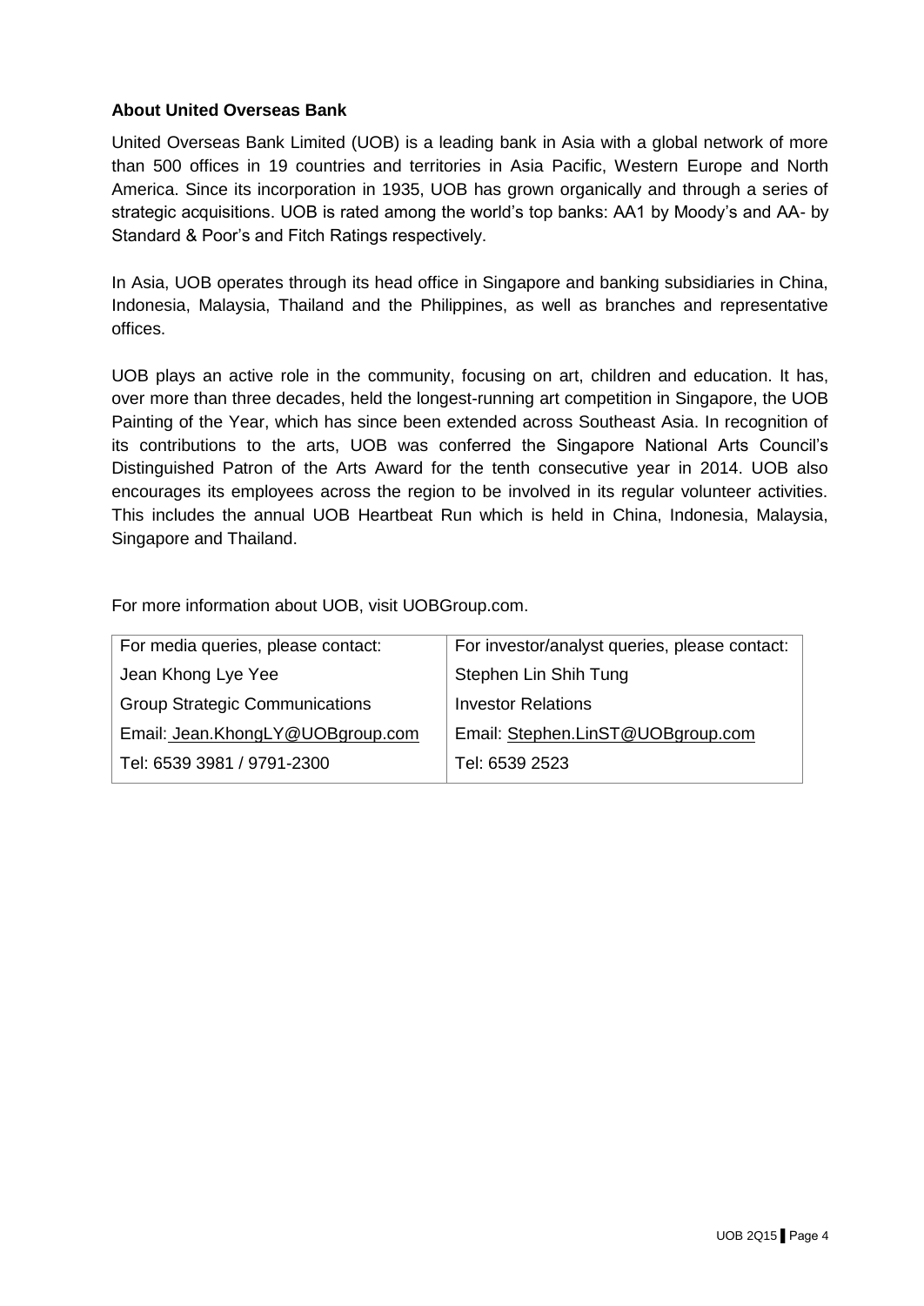**About United Overseas Bank**

United Overseas Bank Limited (UOB) is a leading bank in Asia with a global network of more than 500 offices in 19 countries and territories in Asia Pacific, Western Europe and North America. Since its incorporation in 1935, UOB has grown organically and through a series of strategic acquisitions. UOB is rated among the world's top banks: AA1 by Moody's and AA- by Standard & Poor's and Fitch Ratings respectively.

In Asia, UOB operates through its head office in Singapore and banking subsidiaries in China, Indonesia, Malaysia, Thailand and the Philippines, as well as branches and representative offices.

UOB plays an active role in the community, focusing on art, children and education. It has, over more than three decades, held the longest-running art competition in Singapore, the UOB Painting of the Year, which has since been extended across Southeast Asia. In recognition of its contributions to the arts, UOB was conferred the Singapore National Arts Council's Distinguished Patron of the Arts Award for the tenth consecutive year in 2014. UOB also encourages its employees across the region to be involved in its regular volunteer activities. This includes the annual UOB Heartbeat Run which is held in China, Indonesia, Malaysia, Singapore and Thailand.

For more information about UOB, visit UOBGroup.com.

| For media queries, please contact: | For investor/analyst queries, please contact: |
|---|---|
| Jean Khong Lye Yee | Stephen Lin Shih Tung |
| Group Strategic Communications | Investor Relations |
| Email: Jean.KhongLY@UOBgroup.com | Email: Stephen.LinST@UOBgroup.com |
| Tel: 6539 3981 / 9791-2300 | Tel: 6539 2523 |